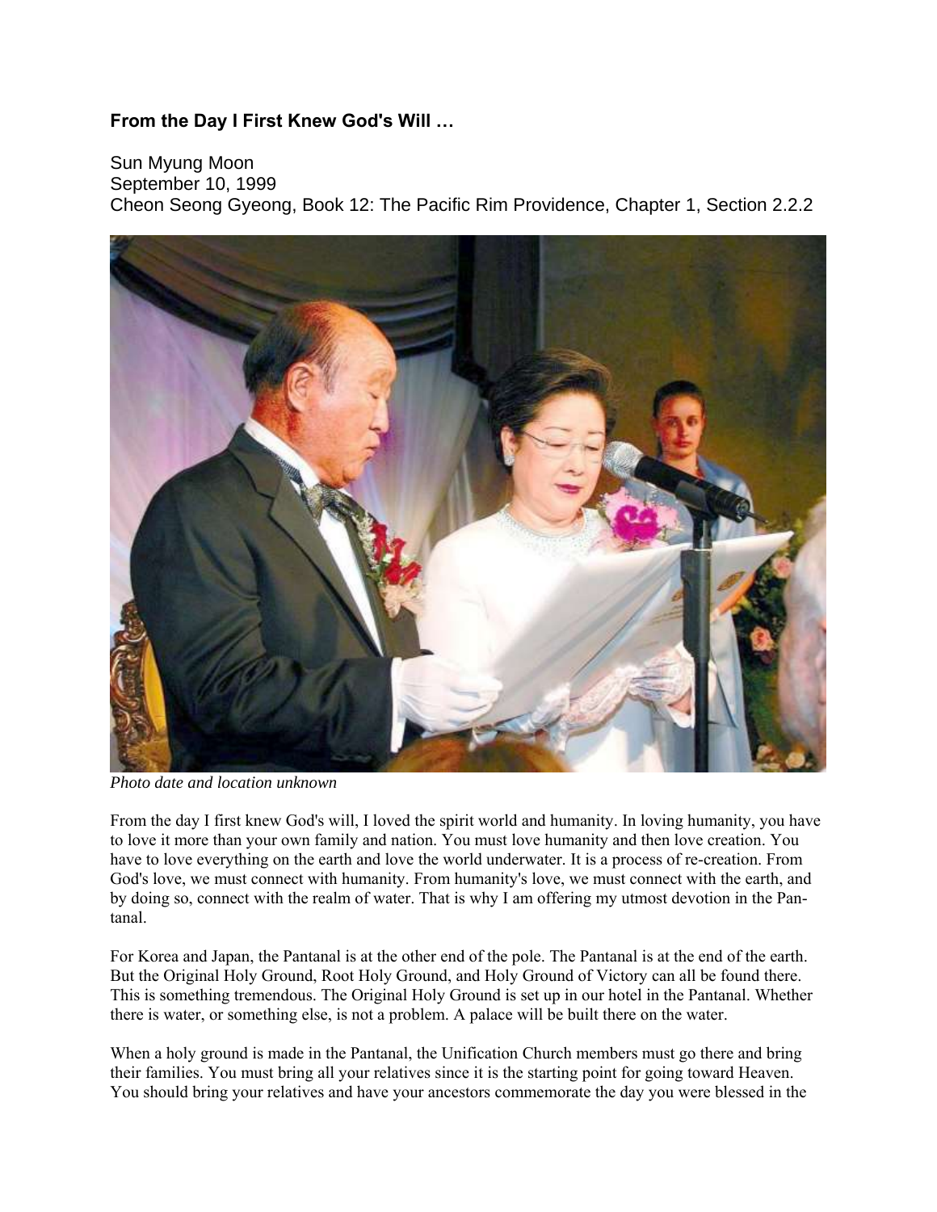### From the Day I First Knew God's Will …

Sun Myung Moon
September 10, 1999
Cheon Seong Gyeong, Book 12: The Pacific Rim Providence, Chapter 1, Section 2.2.2

*Photo date and location unknown*

From the day I first knew God's will, I loved the spirit world and humanity. In loving humanity, you have to love it more than your own family and nation. You must love humanity and then love creation. You have to love everything on the earth and love the world underwater. It is a process of re-creation. From God's love, we must connect with humanity. From humanity's love, we must connect with the earth, and by doing so, connect with the realm of water. That is why I am offering my utmost devotion in the Pantanal.

For Korea and Japan, the Pantanal is at the other end of the pole. The Pantanal is at the end of the earth. But the Original Holy Ground, Root Holy Ground, and Holy Ground of Victory can all be found there. This is something tremendous. The Original Holy Ground is set up in our hotel in the Pantanal. Whether there is water, or something else, is not a problem. A palace will be built there on the water.

When a holy ground is made in the Pantanal, the Unification Church members must go there and bring their families. You must bring all your relatives since it is the starting point for going toward Heaven. You should bring your relatives and have your ancestors commemorate the day you were blessed in the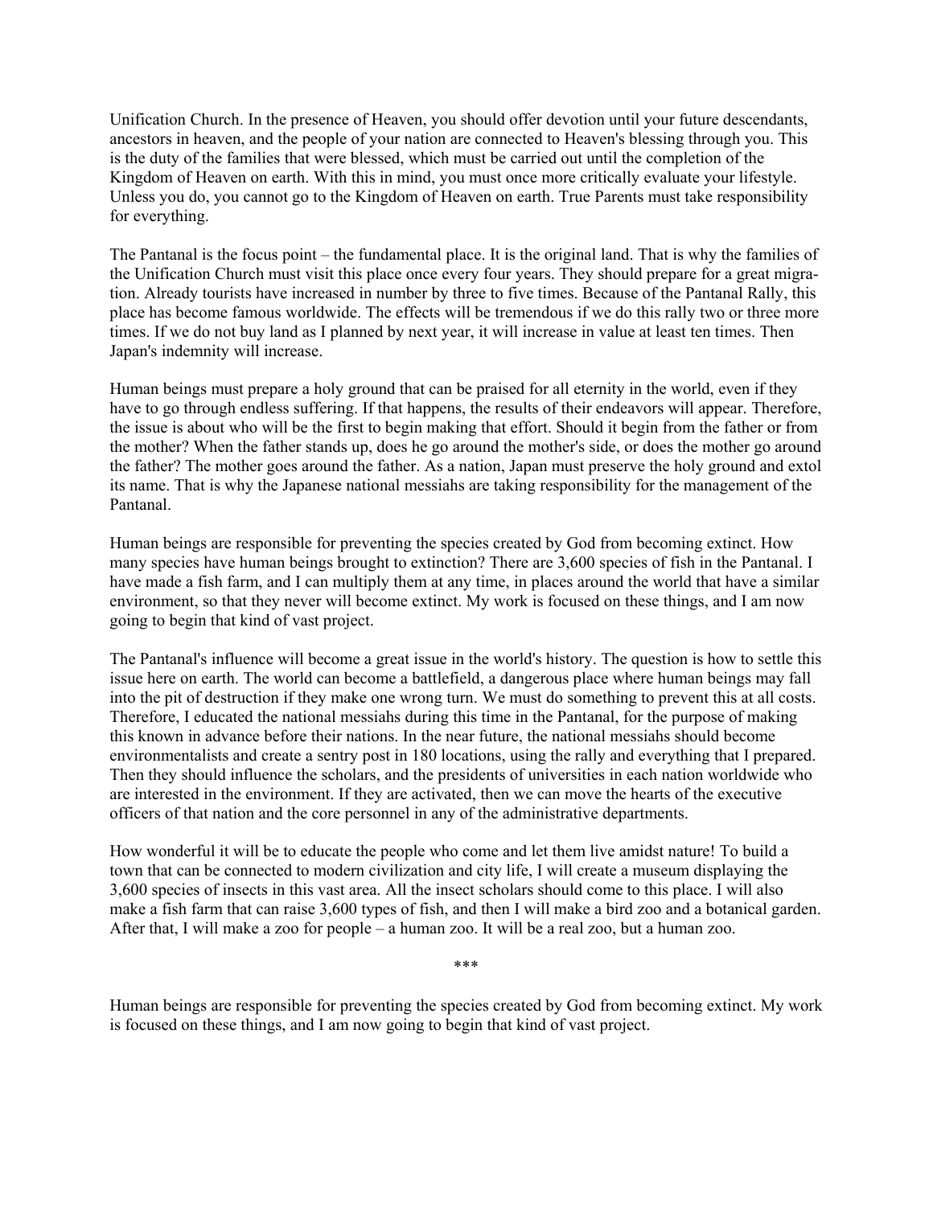Unification Church. In the presence of Heaven, you should offer devotion until your future descendants, ancestors in heaven, and the people of your nation are connected to Heaven's blessing through you. This is the duty of the families that were blessed, which must be carried out until the completion of the Kingdom of Heaven on earth. With this in mind, you must once more critically evaluate your lifestyle. Unless you do, you cannot go to the Kingdom of Heaven on earth. True Parents must take responsibility for everything.

The Pantanal is the focus point – the fundamental place. It is the original land. That is why the families of the Unification Church must visit this place once every four years. They should prepare for a great migration. Already tourists have increased in number by three to five times. Because of the Pantanal Rally, this place has become famous worldwide. The effects will be tremendous if we do this rally two or three more times. If we do not buy land as I planned by next year, it will increase in value at least ten times. Then Japan's indemnity will increase.

Human beings must prepare a holy ground that can be praised for all eternity in the world, even if they have to go through endless suffering. If that happens, the results of their endeavors will appear. Therefore, the issue is about who will be the first to begin making that effort. Should it begin from the father or from the mother? When the father stands up, does he go around the mother's side, or does the mother go around the father? The mother goes around the father. As a nation, Japan must preserve the holy ground and extol its name. That is why the Japanese national messiahs are taking responsibility for the management of the Pantanal.

Human beings are responsible for preventing the species created by God from becoming extinct. How many species have human beings brought to extinction? There are 3,600 species of fish in the Pantanal. I have made a fish farm, and I can multiply them at any time, in places around the world that have a similar environment, so that they never will become extinct. My work is focused on these things, and I am now going to begin that kind of vast project.

The Pantanal's influence will become a great issue in the world's history. The question is how to settle this issue here on earth. The world can become a battlefield, a dangerous place where human beings may fall into the pit of destruction if they make one wrong turn. We must do something to prevent this at all costs. Therefore, I educated the national messiahs during this time in the Pantanal, for the purpose of making this known in advance before their nations. In the near future, the national messiahs should become environmentalists and create a sentry post in 180 locations, using the rally and everything that I prepared. Then they should influence the scholars, and the presidents of universities in each nation worldwide who are interested in the environment. If they are activated, then we can move the hearts of the executive officers of that nation and the core personnel in any of the administrative departments.

How wonderful it will be to educate the people who come and let them live amidst nature! To build a town that can be connected to modern civilization and city life, I will create a museum displaying the 3,600 species of insects in this vast area. All the insect scholars should come to this place. I will also make a fish farm that can raise 3,600 types of fish, and then I will make a bird zoo and a botanical garden. After that, I will make a zoo for people – a human zoo. It will be a real zoo, but a human zoo.

***

Human beings are responsible for preventing the species created by God from becoming extinct. My work is focused on these things, and I am now going to begin that kind of vast project.